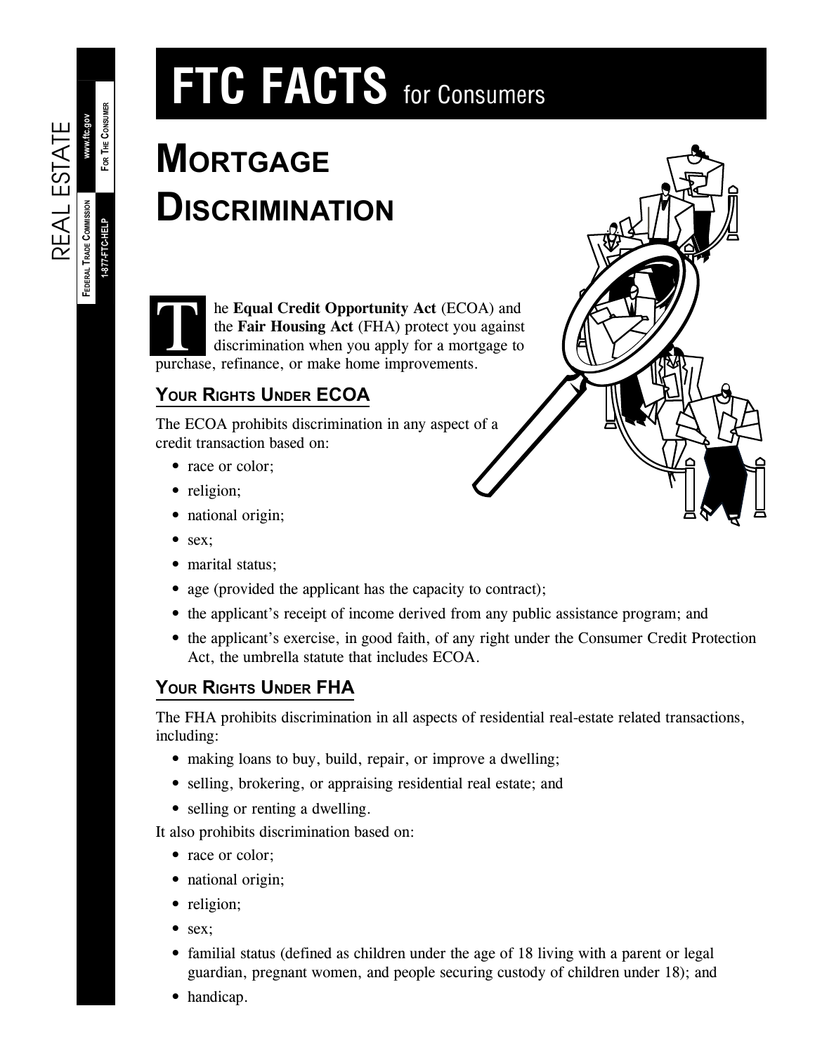# FTC FACTS for Consumers

## Mortgage Discrimination

The **Equal Credit Opportunity Act** (ECOA) and the **Fair Housing Act** (FHA) protect you against discrimination when you apply for a mortgage to purchase, refinance, or make home improvements.

### Your Rights Under ECOA

The ECOA prohibits discrimination in any aspect of a credit transaction based on:

- race or color;
- religion;
- national origin;
- sex;
- marital status;
- age (provided the applicant has the capacity to contract);
- the applicant's receipt of income derived from any public assistance program; and
- the applicant's exercise, in good faith, of any right under the Consumer Credit Protection Act, the umbrella statute that includes ECOA.

### Your Rights Under FHA

The FHA prohibits discrimination in all aspects of residential real-estate related transactions, including:

- making loans to buy, build, repair, or improve a dwelling;
- selling, brokering, or appraising residential real estate; and
- selling or renting a dwelling.

It also prohibits discrimination based on:

- race or color;
- national origin;
- religion;
- sex;
- familial status (defined as children under the age of 18 living with a parent or legal guardian, pregnant women, and people securing custody of children under 18); and
- handicap.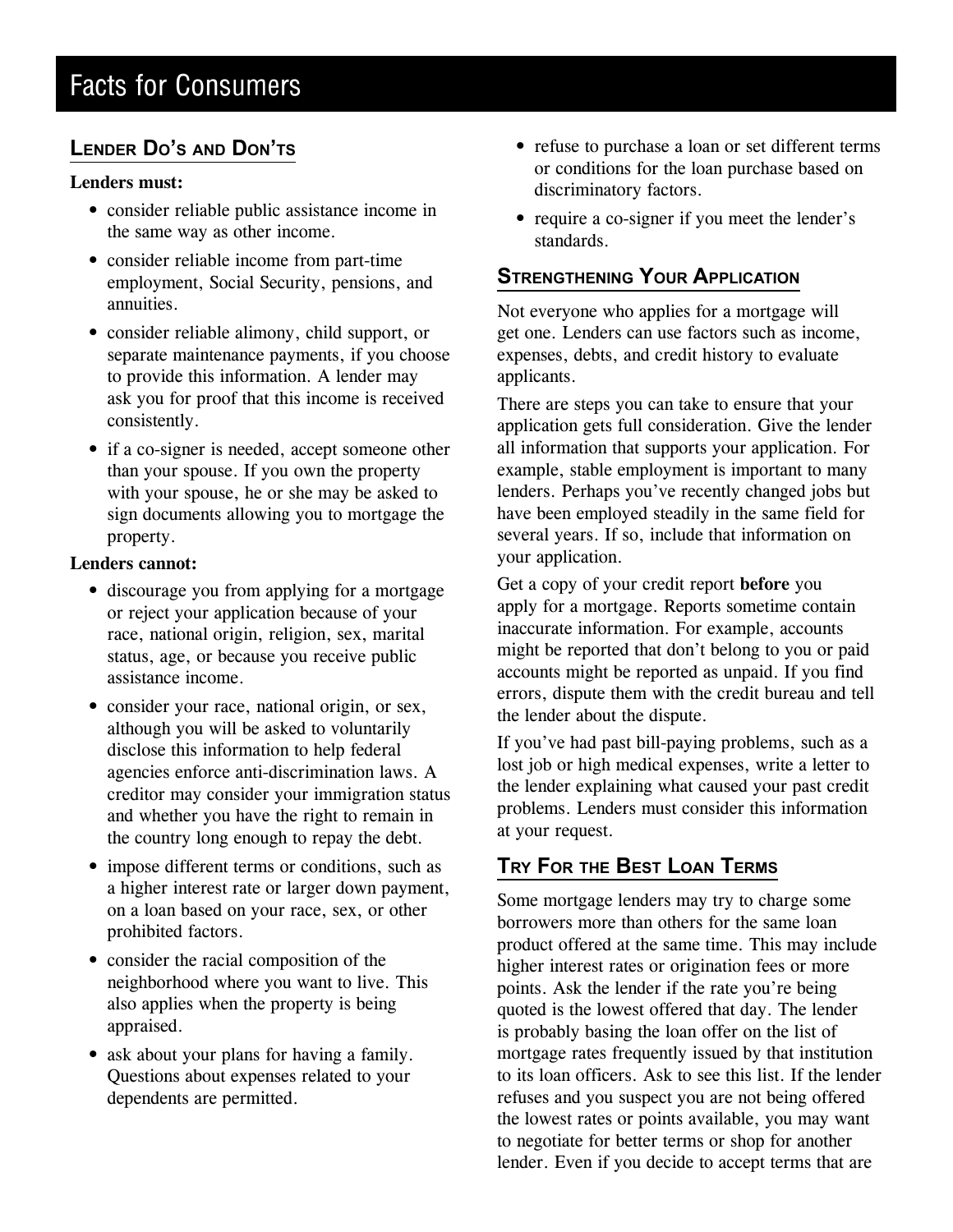## Lender Do's and Don'ts

**Lenders must:**

- consider reliable public assistance income in the same way as other income.
- consider reliable income from part-time employment, Social Security, pensions, and annuities.
- consider reliable alimony, child support, or separate maintenance payments, if you choose to provide this information. A lender may ask you for proof that this income is received consistently.
- if a co-signer is needed, accept someone other than your spouse. If you own the property with your spouse, he or she may be asked to sign documents allowing you to mortgage the property.

**Lenders cannot:**

- discourage you from applying for a mortgage or reject your application because of your race, national origin, religion, sex, marital status, age, or because you receive public assistance income.
- consider your race, national origin, or sex, although you will be asked to voluntarily disclose this information to help federal agencies enforce anti-discrimination laws. A creditor may consider your immigration status and whether you have the right to remain in the country long enough to repay the debt.
- impose different terms or conditions, such as a higher interest rate or larger down payment, on a loan based on your race, sex, or other prohibited factors.
- consider the racial composition of the neighborhood where you want to live. This also applies when the property is being appraised.
- ask about your plans for having a family. Questions about expenses related to your dependents are permitted.
- refuse to purchase a loan or set different terms or conditions for the loan purchase based on discriminatory factors.
- require a co-signer if you meet the lender's standards.

## Strengthening Your Application

Not everyone who applies for a mortgage will get one. Lenders can use factors such as income, expenses, debts, and credit history to evaluate applicants.

There are steps you can take to ensure that your application gets full consideration. Give the lender all information that supports your application. For example, stable employment is important to many lenders. Perhaps you've recently changed jobs but have been employed steadily in the same field for several years. If so, include that information on your application.

Get a copy of your credit report **before** you apply for a mortgage. Reports sometime contain inaccurate information. For example, accounts might be reported that don't belong to you or paid accounts might be reported as unpaid. If you find errors, dispute them with the credit bureau and tell the lender about the dispute.

If you've had past bill-paying problems, such as a lost job or high medical expenses, write a letter to the lender explaining what caused your past credit problems. Lenders must consider this information at your request.

## Try For the Best Loan Terms

Some mortgage lenders may try to charge some borrowers more than others for the same loan product offered at the same time. This may include higher interest rates or origination fees or more points. Ask the lender if the rate you're being quoted is the lowest offered that day. The lender is probably basing the loan offer on the list of mortgage rates frequently issued by that institution to its loan officers. Ask to see this list. If the lender refuses and you suspect you are not being offered the lowest rates or points available, you may want to negotiate for better terms or shop for another lender. Even if you decide to accept terms that are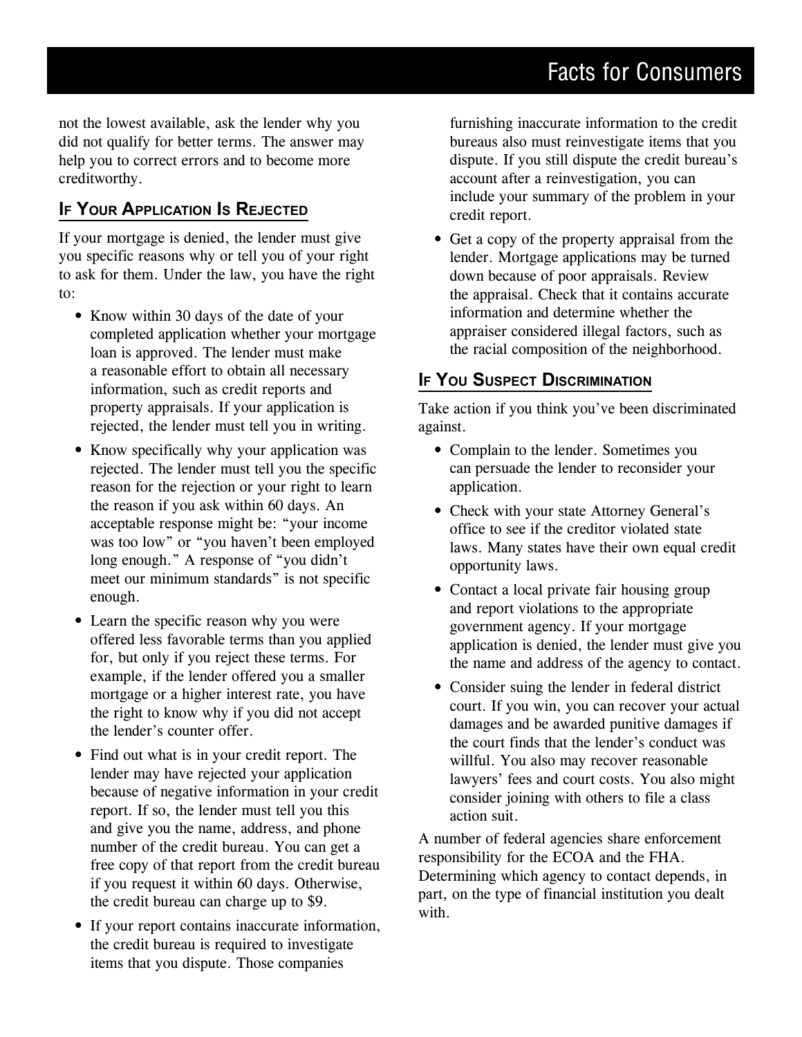not the lowest available, ask the lender why you did not qualify for better terms. The answer may help you to correct errors and to become more creditworthy.

## If Your Application Is Rejected

If your mortgage is denied, the lender must give you specific reasons why or tell you of your right to ask for them. Under the law, you have the right to:

- Know within 30 days of the date of your completed application whether your mortgage loan is approved. The lender must make a reasonable effort to obtain all necessary information, such as credit reports and property appraisals. If your application is rejected, the lender must tell you in writing.
- Know specifically why your application was rejected. The lender must tell you the specific reason for the rejection or your right to learn the reason if you ask within 60 days. An acceptable response might be: "your income was too low" or "you haven't been employed long enough." A response of "you didn't meet our minimum standards" is not specific enough.
- Learn the specific reason why you were offered less favorable terms than you applied for, but only if you reject these terms. For example, if the lender offered you a smaller mortgage or a higher interest rate, you have the right to know why if you did not accept the lender's counter offer.
- Find out what is in your credit report. The lender may have rejected your application because of negative information in your credit report. If so, the lender must tell you this and give you the name, address, and phone number of the credit bureau. You can get a free copy of that report from the credit bureau if you request it within 60 days. Otherwise, the credit bureau can charge up to $9.
- If your report contains inaccurate information, the credit bureau is required to investigate items that you dispute. Those companies furnishing inaccurate information to the credit bureaus also must reinvestigate items that you dispute. If you still dispute the credit bureau's account after a reinvestigation, you can include your summary of the problem in your credit report.
- Get a copy of the property appraisal from the lender. Mortgage applications may be turned down because of poor appraisals. Review the appraisal. Check that it contains accurate information and determine whether the appraiser considered illegal factors, such as the racial composition of the neighborhood.

## If You Suspect Discrimination

Take action if you think you've been discriminated against.

- Complain to the lender. Sometimes you can persuade the lender to reconsider your application.
- Check with your state Attorney General's office to see if the creditor violated state laws. Many states have their own equal credit opportunity laws.
- Contact a local private fair housing group and report violations to the appropriate government agency. If your mortgage application is denied, the lender must give you the name and address of the agency to contact.
- Consider suing the lender in federal district court. If you win, you can recover your actual damages and be awarded punitive damages if the court finds that the lender's conduct was willful. You also may recover reasonable lawyers' fees and court costs. You also might consider joining with others to file a class action suit.

A number of federal agencies share enforcement responsibility for the ECOA and the FHA. Determining which agency to contact depends, in part, on the type of financial institution you dealt with.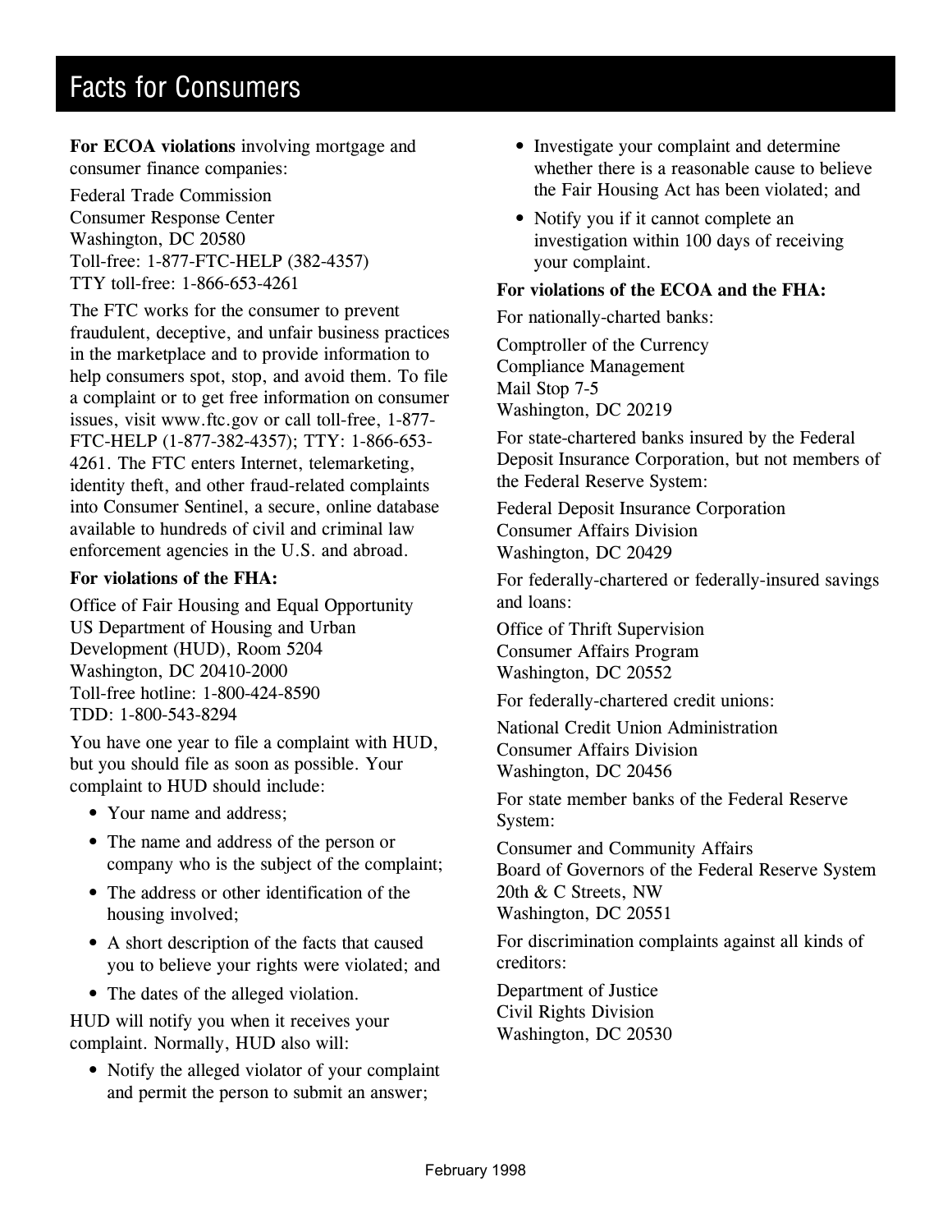# Facts for Consumers

**For ECOA violations** involving mortgage and consumer finance companies:

Federal Trade Commission
Consumer Response Center
Washington, DC 20580
Toll-free: 1-877-FTC-HELP (382-4357)
TTY toll-free: 1-866-653-4261

The FTC works for the consumer to prevent fraudulent, deceptive, and unfair business practices in the marketplace and to provide information to help consumers spot, stop, and avoid them. To file a complaint or to get free information on consumer issues, visit www.ftc.gov or call toll-free, 1-877-FTC-HELP (1-877-382-4357); TTY: 1-866-653-4261. The FTC enters Internet, telemarketing, identity theft, and other fraud-related complaints into Consumer Sentinel, a secure, online database available to hundreds of civil and criminal law enforcement agencies in the U.S. and abroad.

**For violations of the FHA:**

Office of Fair Housing and Equal Opportunity
US Department of Housing and Urban Development (HUD), Room 5204
Washington, DC 20410-2000
Toll-free hotline: 1-800-424-8590
TDD: 1-800-543-8294

You have one year to file a complaint with HUD, but you should file as soon as possible. Your complaint to HUD should include:

- Your name and address;
- The name and address of the person or company who is the subject of the complaint;
- The address or other identification of the housing involved;
- A short description of the facts that caused you to believe your rights were violated; and
- The dates of the alleged violation.

HUD will notify you when it receives your complaint. Normally, HUD also will:

- Notify the alleged violator of your complaint and permit the person to submit an answer;
- Investigate your complaint and determine whether there is a reasonable cause to believe the Fair Housing Act has been violated; and
- Notify you if it cannot complete an investigation within 100 days of receiving your complaint.

**For violations of the ECOA and the FHA:**

For nationally-charted banks:

Comptroller of the Currency
Compliance Management
Mail Stop 7-5
Washington, DC 20219

For state-chartered banks insured by the Federal Deposit Insurance Corporation, but not members of the Federal Reserve System:

Federal Deposit Insurance Corporation
Consumer Affairs Division
Washington, DC 20429

For federally-chartered or federally-insured savings and loans:

Office of Thrift Supervision
Consumer Affairs Program
Washington, DC 20552

For federally-chartered credit unions:

National Credit Union Administration
Consumer Affairs Division
Washington, DC 20456

For state member banks of the Federal Reserve System:

Consumer and Community Affairs
Board of Governors of the Federal Reserve System
20th & C Streets, NW
Washington, DC 20551

For discrimination complaints against all kinds of creditors:

Department of Justice
Civil Rights Division
Washington, DC 20530

February 1998